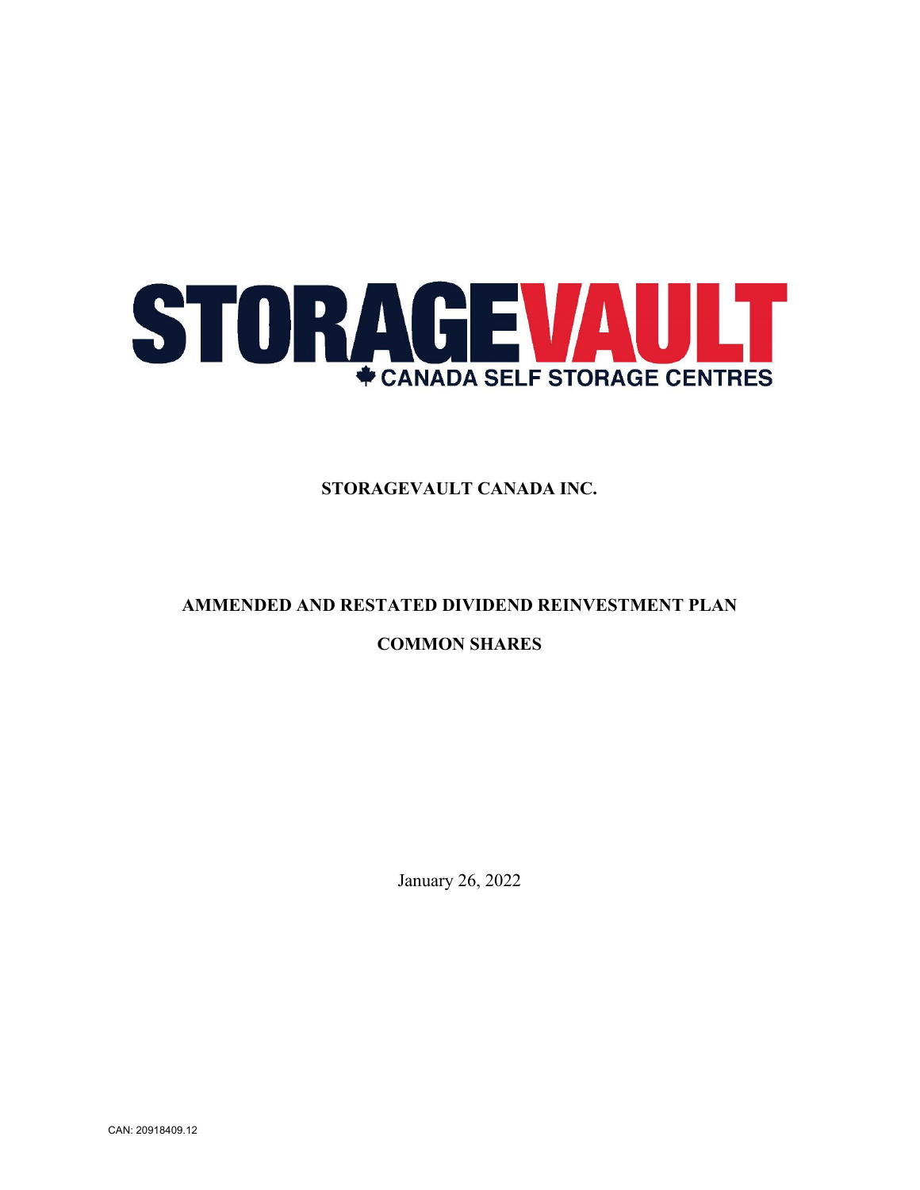STORAGEVAULT

CANADA SELF STORAGE CENTRES

**STORAGEVAULT CANADA INC.**

**AMMENDED AND RESTATED DIVIDEND REINVESTMENT PLAN**

**COMMON SHARES**

January 26, 2022

CAN: 20918409.12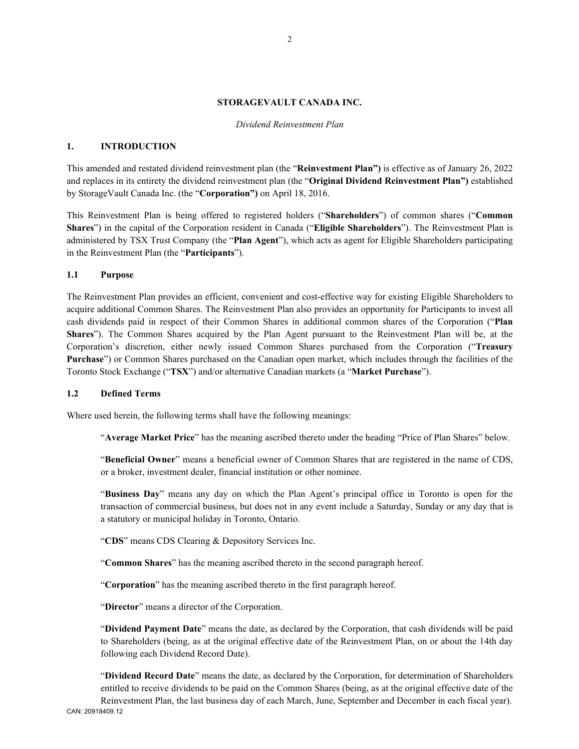**STORAGEVAULT CANADA INC.**

*Dividend Reinvestment Plan*

## 1. INTRODUCTION

This amended and restated dividend reinvestment plan (the "**Reinvestment Plan")** is effective as of January 26, 2022 and replaces in its entirety the dividend reinvestment plan (the "**Original Dividend Reinvestment Plan")** established by StorageVault Canada Inc. (the "**Corporation")** on April 18, 2016.

This Reinvestment Plan is being offered to registered holders ("**Shareholders**") of common shares ("**Common Shares**") in the capital of the Corporation resident in Canada ("**Eligible Shareholders**"). The Reinvestment Plan is administered by TSX Trust Company (the "**Plan Agent**"), which acts as agent for Eligible Shareholders participating in the Reinvestment Plan (the "**Participants**").

### 1.1 Purpose

The Reinvestment Plan provides an efficient, convenient and cost-effective way for existing Eligible Shareholders to acquire additional Common Shares. The Reinvestment Plan also provides an opportunity for Participants to invest all cash dividends paid in respect of their Common Shares in additional common shares of the Corporation ("**Plan Shares**"). The Common Shares acquired by the Plan Agent pursuant to the Reinvestment Plan will be, at the Corporation's discretion, either newly issued Common Shares purchased from the Corporation ("**Treasury Purchase**") or Common Shares purchased on the Canadian open market, which includes through the facilities of the Toronto Stock Exchange ("**TSX**") and/or alternative Canadian markets (a "**Market Purchase**").

### 1.2 Defined Terms

Where used herein, the following terms shall have the following meanings:

"**Average Market Price**" has the meaning ascribed thereto under the heading "Price of Plan Shares" below.

"**Beneficial Owner**" means a beneficial owner of Common Shares that are registered in the name of CDS, or a broker, investment dealer, financial institution or other nominee.

"**Business Day**" means any day on which the Plan Agent's principal office in Toronto is open for the transaction of commercial business, but does not in any event include a Saturday, Sunday or any day that is a statutory or municipal holiday in Toronto, Ontario.

"**CDS**" means CDS Clearing & Depository Services Inc.

"**Common Shares**" has the meaning ascribed thereto in the second paragraph hereof.

"**Corporation**" has the meaning ascribed thereto in the first paragraph hereof.

"**Director**" means a director of the Corporation.

"**Dividend Payment Date**" means the date, as declared by the Corporation, that cash dividends will be paid to Shareholders (being, as at the original effective date of the Reinvestment Plan, on or about the 14th day following each Dividend Record Date).

"**Dividend Record Date**" means the date, as declared by the Corporation, for determination of Shareholders entitled to receive dividends to be paid on the Common Shares (being, as at the original effective date of the Reinvestment Plan, the last business day of each March, June, September and December in each fiscal year).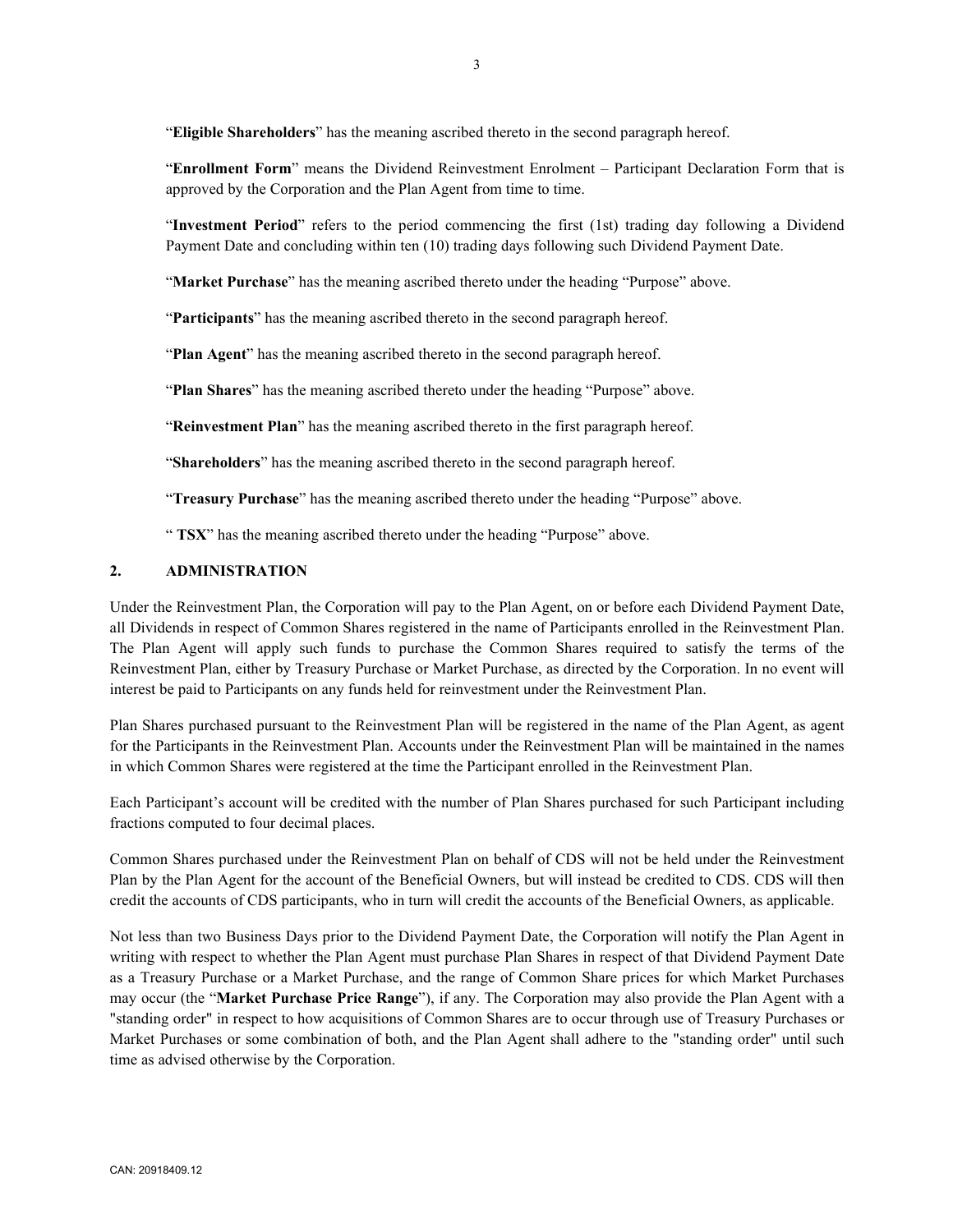"**Eligible Shareholders**" has the meaning ascribed thereto in the second paragraph hereof.

"**Enrollment Form**" means the Dividend Reinvestment Enrolment – Participant Declaration Form that is approved by the Corporation and the Plan Agent from time to time.

"**Investment Period**" refers to the period commencing the first (1st) trading day following a Dividend Payment Date and concluding within ten (10) trading days following such Dividend Payment Date.

"**Market Purchase**" has the meaning ascribed thereto under the heading "Purpose" above.

"**Participants**" has the meaning ascribed thereto in the second paragraph hereof.

"**Plan Agent**" has the meaning ascribed thereto in the second paragraph hereof.

"**Plan Shares**" has the meaning ascribed thereto under the heading "Purpose" above.

"**Reinvestment Plan**" has the meaning ascribed thereto in the first paragraph hereof.

"**Shareholders**" has the meaning ascribed thereto in the second paragraph hereof.

"**Treasury Purchase**" has the meaning ascribed thereto under the heading "Purpose" above.

" **TSX**" has the meaning ascribed thereto under the heading "Purpose" above.

## 2. ADMINISTRATION

Under the Reinvestment Plan, the Corporation will pay to the Plan Agent, on or before each Dividend Payment Date, all Dividends in respect of Common Shares registered in the name of Participants enrolled in the Reinvestment Plan. The Plan Agent will apply such funds to purchase the Common Shares required to satisfy the terms of the Reinvestment Plan, either by Treasury Purchase or Market Purchase, as directed by the Corporation. In no event will interest be paid to Participants on any funds held for reinvestment under the Reinvestment Plan.

Plan Shares purchased pursuant to the Reinvestment Plan will be registered in the name of the Plan Agent, as agent for the Participants in the Reinvestment Plan. Accounts under the Reinvestment Plan will be maintained in the names in which Common Shares were registered at the time the Participant enrolled in the Reinvestment Plan.

Each Participant's account will be credited with the number of Plan Shares purchased for such Participant including fractions computed to four decimal places.

Common Shares purchased under the Reinvestment Plan on behalf of CDS will not be held under the Reinvestment Plan by the Plan Agent for the account of the Beneficial Owners, but will instead be credited to CDS. CDS will then credit the accounts of CDS participants, who in turn will credit the accounts of the Beneficial Owners, as applicable.

Not less than two Business Days prior to the Dividend Payment Date, the Corporation will notify the Plan Agent in writing with respect to whether the Plan Agent must purchase Plan Shares in respect of that Dividend Payment Date as a Treasury Purchase or a Market Purchase, and the range of Common Share prices for which Market Purchases may occur (the "**Market Purchase Price Range**"), if any. The Corporation may also provide the Plan Agent with a "standing order" in respect to how acquisitions of Common Shares are to occur through use of Treasury Purchases or Market Purchases or some combination of both, and the Plan Agent shall adhere to the "standing order" until such time as advised otherwise by the Corporation.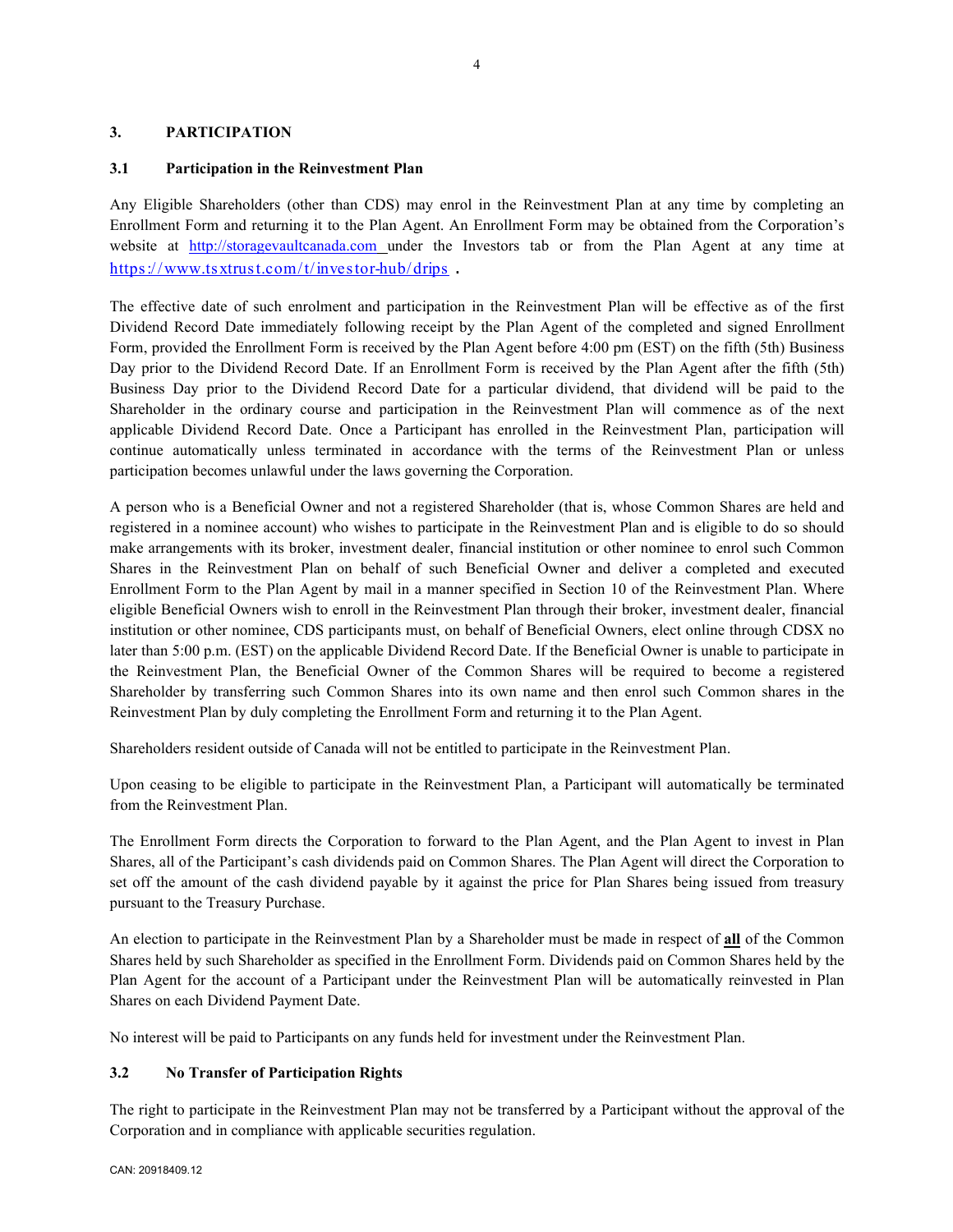## 3. PARTICIPATION

### 3.1 Participation in the Reinvestment Plan

Any Eligible Shareholders (other than CDS) may enrol in the Reinvestment Plan at any time by completing an Enrollment Form and returning it to the Plan Agent. An Enrollment Form may be obtained from the Corporation's website at http://storagevaultcanada.com under the Investors tab or from the Plan Agent at any time at https://www.tsxtrust.com/t/investor-hub/drips.

The effective date of such enrolment and participation in the Reinvestment Plan will be effective as of the first Dividend Record Date immediately following receipt by the Plan Agent of the completed and signed Enrollment Form, provided the Enrollment Form is received by the Plan Agent before 4:00 pm (EST) on the fifth (5th) Business Day prior to the Dividend Record Date. If an Enrollment Form is received by the Plan Agent after the fifth (5th) Business Day prior to the Dividend Record Date for a particular dividend, that dividend will be paid to the Shareholder in the ordinary course and participation in the Reinvestment Plan will commence as of the next applicable Dividend Record Date. Once a Participant has enrolled in the Reinvestment Plan, participation will continue automatically unless terminated in accordance with the terms of the Reinvestment Plan or unless participation becomes unlawful under the laws governing the Corporation.

A person who is a Beneficial Owner and not a registered Shareholder (that is, whose Common Shares are held and registered in a nominee account) who wishes to participate in the Reinvestment Plan and is eligible to do so should make arrangements with its broker, investment dealer, financial institution or other nominee to enrol such Common Shares in the Reinvestment Plan on behalf of such Beneficial Owner and deliver a completed and executed Enrollment Form to the Plan Agent by mail in a manner specified in Section 10 of the Reinvestment Plan. Where eligible Beneficial Owners wish to enroll in the Reinvestment Plan through their broker, investment dealer, financial institution or other nominee, CDS participants must, on behalf of Beneficial Owners, elect online through CDSX no later than 5:00 p.m. (EST) on the applicable Dividend Record Date. If the Beneficial Owner is unable to participate in the Reinvestment Plan, the Beneficial Owner of the Common Shares will be required to become a registered Shareholder by transferring such Common Shares into its own name and then enrol such Common shares in the Reinvestment Plan by duly completing the Enrollment Form and returning it to the Plan Agent.

Shareholders resident outside of Canada will not be entitled to participate in the Reinvestment Plan.

Upon ceasing to be eligible to participate in the Reinvestment Plan, a Participant will automatically be terminated from the Reinvestment Plan.

The Enrollment Form directs the Corporation to forward to the Plan Agent, and the Plan Agent to invest in Plan Shares, all of the Participant's cash dividends paid on Common Shares. The Plan Agent will direct the Corporation to set off the amount of the cash dividend payable by it against the price for Plan Shares being issued from treasury pursuant to the Treasury Purchase.

An election to participate in the Reinvestment Plan by a Shareholder must be made in respect of **all** of the Common Shares held by such Shareholder as specified in the Enrollment Form. Dividends paid on Common Shares held by the Plan Agent for the account of a Participant under the Reinvestment Plan will be automatically reinvested in Plan Shares on each Dividend Payment Date.

No interest will be paid to Participants on any funds held for investment under the Reinvestment Plan.

### 3.2 No Transfer of Participation Rights

The right to participate in the Reinvestment Plan may not be transferred by a Participant without the approval of the Corporation and in compliance with applicable securities regulation.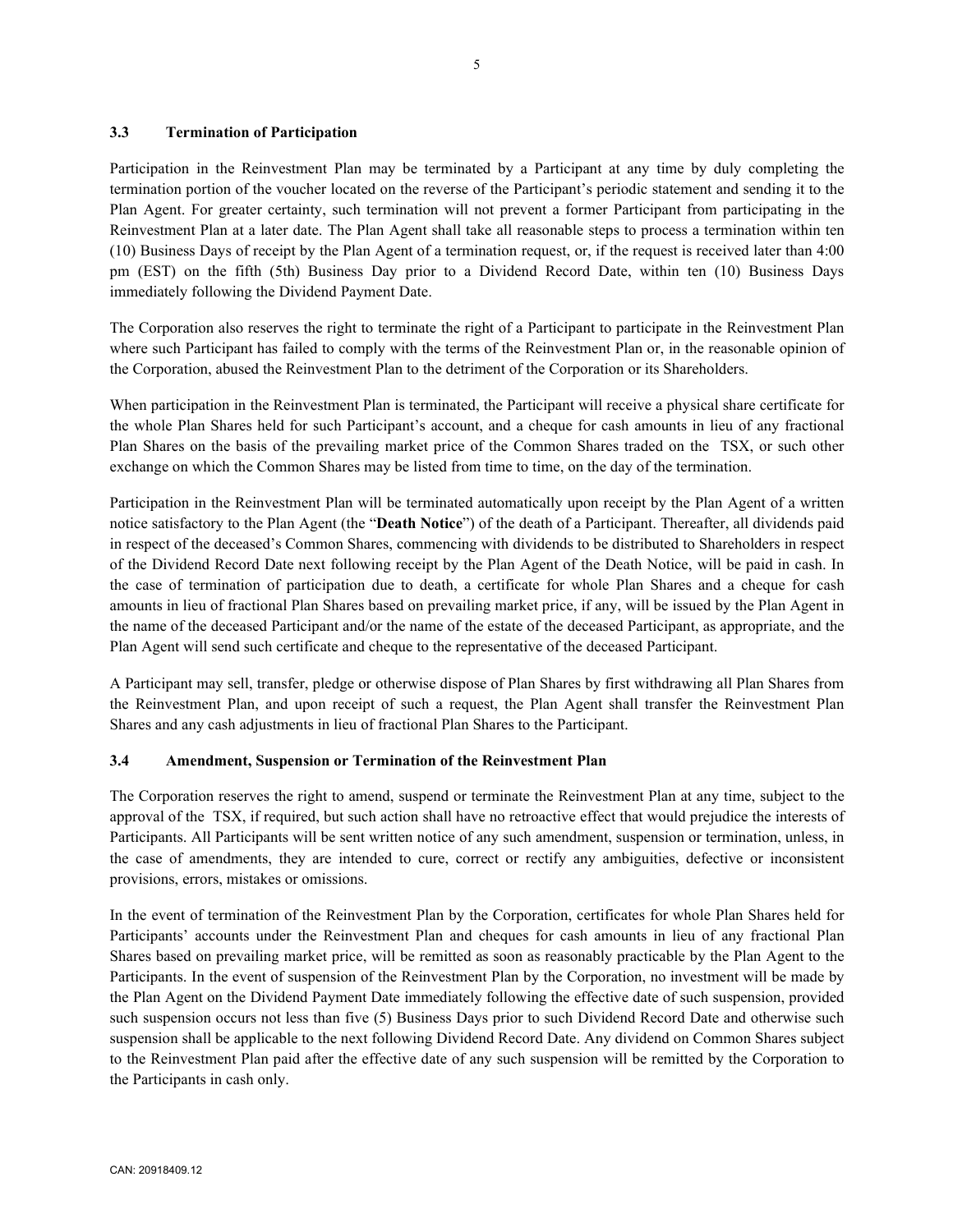### 3.3 Termination of Participation

Participation in the Reinvestment Plan may be terminated by a Participant at any time by duly completing the termination portion of the voucher located on the reverse of the Participant's periodic statement and sending it to the Plan Agent. For greater certainty, such termination will not prevent a former Participant from participating in the Reinvestment Plan at a later date. The Plan Agent shall take all reasonable steps to process a termination within ten (10) Business Days of receipt by the Plan Agent of a termination request, or, if the request is received later than 4:00 pm (EST) on the fifth (5th) Business Day prior to a Dividend Record Date, within ten (10) Business Days immediately following the Dividend Payment Date.

The Corporation also reserves the right to terminate the right of a Participant to participate in the Reinvestment Plan where such Participant has failed to comply with the terms of the Reinvestment Plan or, in the reasonable opinion of the Corporation, abused the Reinvestment Plan to the detriment of the Corporation or its Shareholders.

When participation in the Reinvestment Plan is terminated, the Participant will receive a physical share certificate for the whole Plan Shares held for such Participant's account, and a cheque for cash amounts in lieu of any fractional Plan Shares on the basis of the prevailing market price of the Common Shares traded on the TSX, or such other exchange on which the Common Shares may be listed from time to time, on the day of the termination.

Participation in the Reinvestment Plan will be terminated automatically upon receipt by the Plan Agent of a written notice satisfactory to the Plan Agent (the "**Death Notice**") of the death of a Participant. Thereafter, all dividends paid in respect of the deceased's Common Shares, commencing with dividends to be distributed to Shareholders in respect of the Dividend Record Date next following receipt by the Plan Agent of the Death Notice, will be paid in cash. In the case of termination of participation due to death, a certificate for whole Plan Shares and a cheque for cash amounts in lieu of fractional Plan Shares based on prevailing market price, if any, will be issued by the Plan Agent in the name of the deceased Participant and/or the name of the estate of the deceased Participant, as appropriate, and the Plan Agent will send such certificate and cheque to the representative of the deceased Participant.

A Participant may sell, transfer, pledge or otherwise dispose of Plan Shares by first withdrawing all Plan Shares from the Reinvestment Plan, and upon receipt of such a request, the Plan Agent shall transfer the Reinvestment Plan Shares and any cash adjustments in lieu of fractional Plan Shares to the Participant.

### 3.4 Amendment, Suspension or Termination of the Reinvestment Plan

The Corporation reserves the right to amend, suspend or terminate the Reinvestment Plan at any time, subject to the approval of the TSX, if required, but such action shall have no retroactive effect that would prejudice the interests of Participants. All Participants will be sent written notice of any such amendment, suspension or termination, unless, in the case of amendments, they are intended to cure, correct or rectify any ambiguities, defective or inconsistent provisions, errors, mistakes or omissions.

In the event of termination of the Reinvestment Plan by the Corporation, certificates for whole Plan Shares held for Participants' accounts under the Reinvestment Plan and cheques for cash amounts in lieu of any fractional Plan Shares based on prevailing market price, will be remitted as soon as reasonably practicable by the Plan Agent to the Participants. In the event of suspension of the Reinvestment Plan by the Corporation, no investment will be made by the Plan Agent on the Dividend Payment Date immediately following the effective date of such suspension, provided such suspension occurs not less than five (5) Business Days prior to such Dividend Record Date and otherwise such suspension shall be applicable to the next following Dividend Record Date. Any dividend on Common Shares subject to the Reinvestment Plan paid after the effective date of any such suspension will be remitted by the Corporation to the Participants in cash only.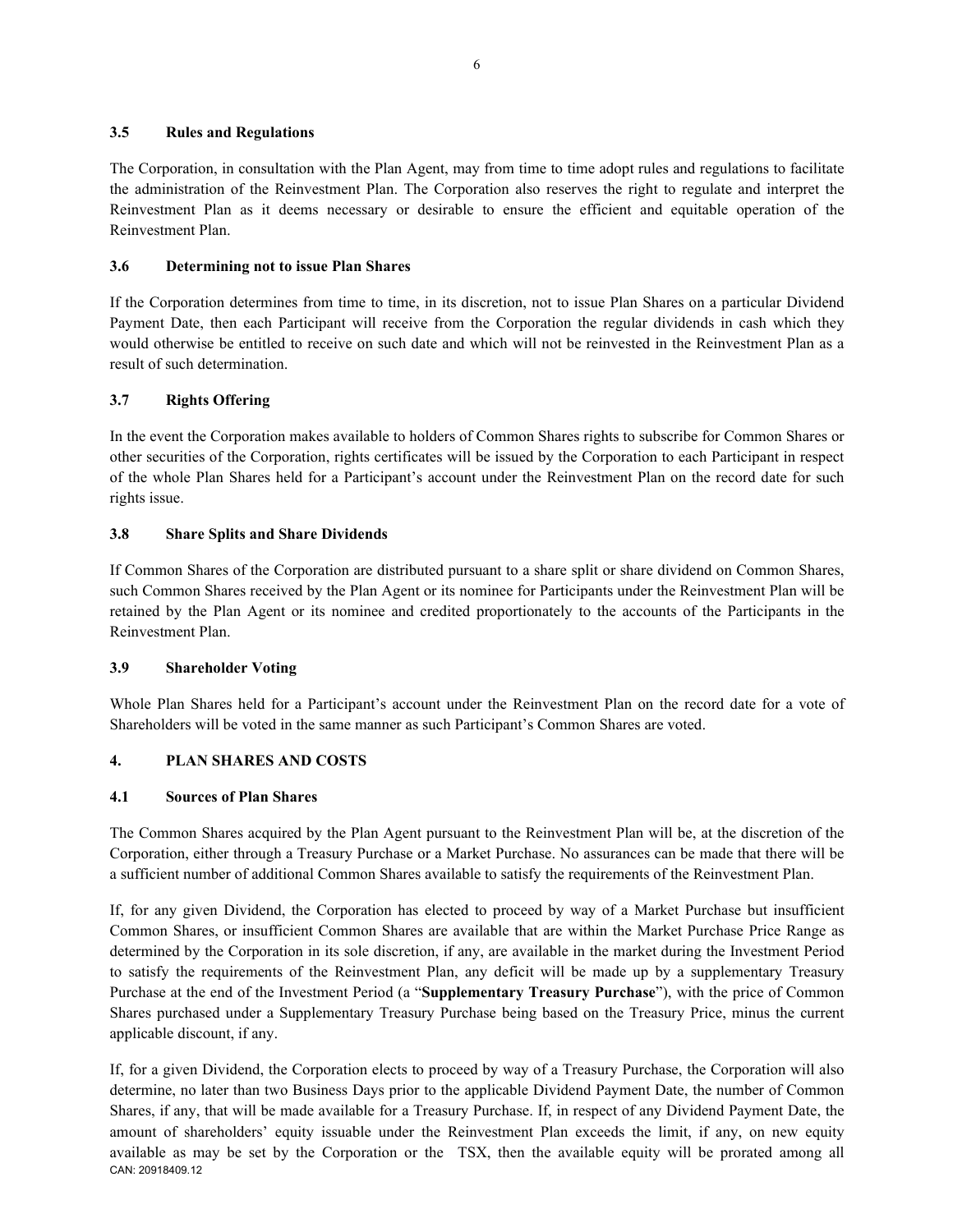### 3.5 Rules and Regulations

The Corporation, in consultation with the Plan Agent, may from time to time adopt rules and regulations to facilitate the administration of the Reinvestment Plan. The Corporation also reserves the right to regulate and interpret the Reinvestment Plan as it deems necessary or desirable to ensure the efficient and equitable operation of the Reinvestment Plan.

### 3.6 Determining not to issue Plan Shares

If the Corporation determines from time to time, in its discretion, not to issue Plan Shares on a particular Dividend Payment Date, then each Participant will receive from the Corporation the regular dividends in cash which they would otherwise be entitled to receive on such date and which will not be reinvested in the Reinvestment Plan as a result of such determination.

### 3.7 Rights Offering

In the event the Corporation makes available to holders of Common Shares rights to subscribe for Common Shares or other securities of the Corporation, rights certificates will be issued by the Corporation to each Participant in respect of the whole Plan Shares held for a Participant's account under the Reinvestment Plan on the record date for such rights issue.

### 3.8 Share Splits and Share Dividends

If Common Shares of the Corporation are distributed pursuant to a share split or share dividend on Common Shares, such Common Shares received by the Plan Agent or its nominee for Participants under the Reinvestment Plan will be retained by the Plan Agent or its nominee and credited proportionately to the accounts of the Participants in the Reinvestment Plan.

### 3.9 Shareholder Voting

Whole Plan Shares held for a Participant's account under the Reinvestment Plan on the record date for a vote of Shareholders will be voted in the same manner as such Participant's Common Shares are voted.

## 4. PLAN SHARES AND COSTS

### 4.1 Sources of Plan Shares

The Common Shares acquired by the Plan Agent pursuant to the Reinvestment Plan will be, at the discretion of the Corporation, either through a Treasury Purchase or a Market Purchase. No assurances can be made that there will be a sufficient number of additional Common Shares available to satisfy the requirements of the Reinvestment Plan.

If, for any given Dividend, the Corporation has elected to proceed by way of a Market Purchase but insufficient Common Shares, or insufficient Common Shares are available that are within the Market Purchase Price Range as determined by the Corporation in its sole discretion, if any, are available in the market during the Investment Period to satisfy the requirements of the Reinvestment Plan, any deficit will be made up by a supplementary Treasury Purchase at the end of the Investment Period (a "**Supplementary Treasury Purchase**"), with the price of Common Shares purchased under a Supplementary Treasury Purchase being based on the Treasury Price, minus the current applicable discount, if any.

If, for a given Dividend, the Corporation elects to proceed by way of a Treasury Purchase, the Corporation will also determine, no later than two Business Days prior to the applicable Dividend Payment Date, the number of Common Shares, if any, that will be made available for a Treasury Purchase. If, in respect of any Dividend Payment Date, the amount of shareholders' equity issuable under the Reinvestment Plan exceeds the limit, if any, on new equity available as may be set by the Corporation or the TSX, then the available equity will be prorated among all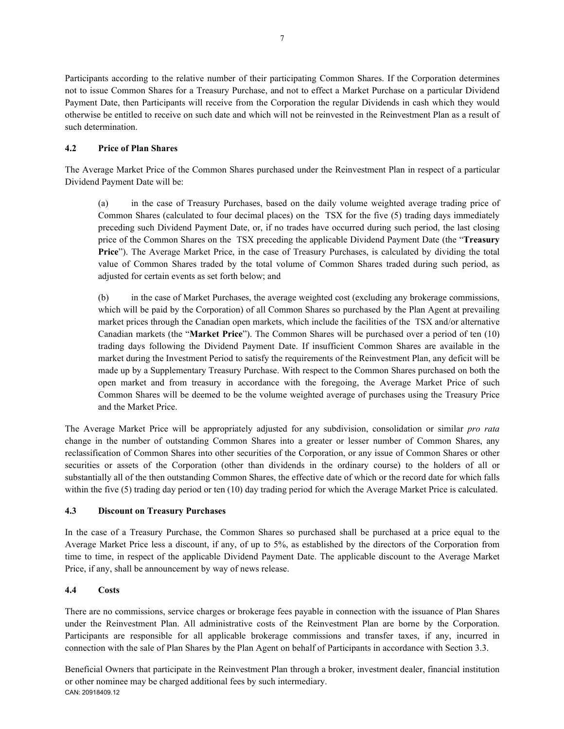Participants according to the relative number of their participating Common Shares. If the Corporation determines not to issue Common Shares for a Treasury Purchase, and not to effect a Market Purchase on a particular Dividend Payment Date, then Participants will receive from the Corporation the regular Dividends in cash which they would otherwise be entitled to receive on such date and which will not be reinvested in the Reinvestment Plan as a result of such determination.

### 4.2 Price of Plan Shares

The Average Market Price of the Common Shares purchased under the Reinvestment Plan in respect of a particular Dividend Payment Date will be:

(a) in the case of Treasury Purchases, based on the daily volume weighted average trading price of Common Shares (calculated to four decimal places) on the TSX for the five (5) trading days immediately preceding such Dividend Payment Date, or, if no trades have occurred during such period, the last closing price of the Common Shares on the TSX preceding the applicable Dividend Payment Date (the "**Treasury Price**"). The Average Market Price, in the case of Treasury Purchases, is calculated by dividing the total value of Common Shares traded by the total volume of Common Shares traded during such period, as adjusted for certain events as set forth below; and

(b) in the case of Market Purchases, the average weighted cost (excluding any brokerage commissions, which will be paid by the Corporation) of all Common Shares so purchased by the Plan Agent at prevailing market prices through the Canadian open markets, which include the facilities of the TSX and/or alternative Canadian markets (the "**Market Price**"). The Common Shares will be purchased over a period of ten (10) trading days following the Dividend Payment Date. If insufficient Common Shares are available in the market during the Investment Period to satisfy the requirements of the Reinvestment Plan, any deficit will be made up by a Supplementary Treasury Purchase. With respect to the Common Shares purchased on both the open market and from treasury in accordance with the foregoing, the Average Market Price of such Common Shares will be deemed to be the volume weighted average of purchases using the Treasury Price and the Market Price.

The Average Market Price will be appropriately adjusted for any subdivision, consolidation or similar *pro rata* change in the number of outstanding Common Shares into a greater or lesser number of Common Shares, any reclassification of Common Shares into other securities of the Corporation, or any issue of Common Shares or other securities or assets of the Corporation (other than dividends in the ordinary course) to the holders of all or substantially all of the then outstanding Common Shares, the effective date of which or the record date for which falls within the five (5) trading day period or ten (10) day trading period for which the Average Market Price is calculated.

### 4.3 Discount on Treasury Purchases

In the case of a Treasury Purchase, the Common Shares so purchased shall be purchased at a price equal to the Average Market Price less a discount, if any, of up to 5%, as established by the directors of the Corporation from time to time, in respect of the applicable Dividend Payment Date. The applicable discount to the Average Market Price, if any, shall be announcement by way of news release.

### 4.4 Costs

There are no commissions, service charges or brokerage fees payable in connection with the issuance of Plan Shares under the Reinvestment Plan. All administrative costs of the Reinvestment Plan are borne by the Corporation. Participants are responsible for all applicable brokerage commissions and transfer taxes, if any, incurred in connection with the sale of Plan Shares by the Plan Agent on behalf of Participants in accordance with Section 3.3.

Beneficial Owners that participate in the Reinvestment Plan through a broker, investment dealer, financial institution or other nominee may be charged additional fees by such intermediary.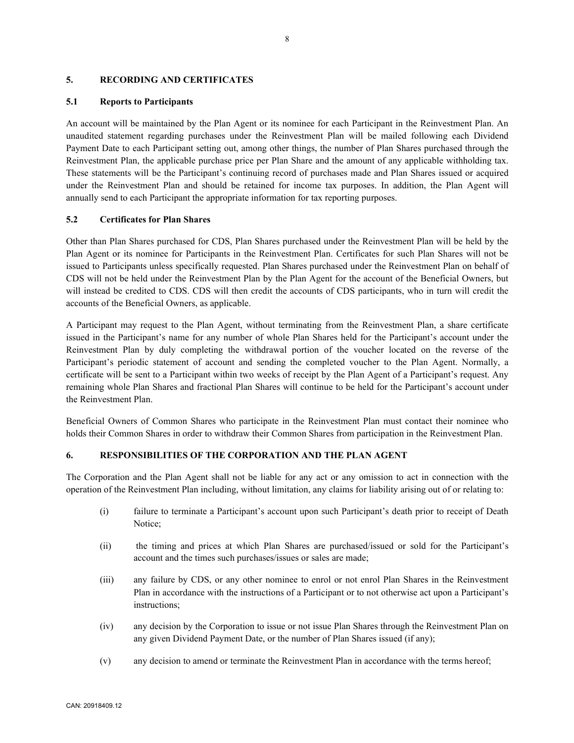## 5. RECORDING AND CERTIFICATES

### 5.1 Reports to Participants

An account will be maintained by the Plan Agent or its nominee for each Participant in the Reinvestment Plan. An unaudited statement regarding purchases under the Reinvestment Plan will be mailed following each Dividend Payment Date to each Participant setting out, among other things, the number of Plan Shares purchased through the Reinvestment Plan, the applicable purchase price per Plan Share and the amount of any applicable withholding tax. These statements will be the Participant's continuing record of purchases made and Plan Shares issued or acquired under the Reinvestment Plan and should be retained for income tax purposes. In addition, the Plan Agent will annually send to each Participant the appropriate information for tax reporting purposes.

### 5.2 Certificates for Plan Shares

Other than Plan Shares purchased for CDS, Plan Shares purchased under the Reinvestment Plan will be held by the Plan Agent or its nominee for Participants in the Reinvestment Plan. Certificates for such Plan Shares will not be issued to Participants unless specifically requested. Plan Shares purchased under the Reinvestment Plan on behalf of CDS will not be held under the Reinvestment Plan by the Plan Agent for the account of the Beneficial Owners, but will instead be credited to CDS. CDS will then credit the accounts of CDS participants, who in turn will credit the accounts of the Beneficial Owners, as applicable.

A Participant may request to the Plan Agent, without terminating from the Reinvestment Plan, a share certificate issued in the Participant's name for any number of whole Plan Shares held for the Participant's account under the Reinvestment Plan by duly completing the withdrawal portion of the voucher located on the reverse of the Participant's periodic statement of account and sending the completed voucher to the Plan Agent. Normally, a certificate will be sent to a Participant within two weeks of receipt by the Plan Agent of a Participant's request. Any remaining whole Plan Shares and fractional Plan Shares will continue to be held for the Participant's account under the Reinvestment Plan.

Beneficial Owners of Common Shares who participate in the Reinvestment Plan must contact their nominee who holds their Common Shares in order to withdraw their Common Shares from participation in the Reinvestment Plan.

## 6. RESPONSIBILITIES OF THE CORPORATION AND THE PLAN AGENT

The Corporation and the Plan Agent shall not be liable for any act or any omission to act in connection with the operation of the Reinvestment Plan including, without limitation, any claims for liability arising out of or relating to:

(i) failure to terminate a Participant's account upon such Participant's death prior to receipt of Death Notice;

(ii) the timing and prices at which Plan Shares are purchased/issued or sold for the Participant's account and the times such purchases/issues or sales are made;

(iii) any failure by CDS, or any other nominee to enrol or not enrol Plan Shares in the Reinvestment Plan in accordance with the instructions of a Participant or to not otherwise act upon a Participant's instructions;

(iv) any decision by the Corporation to issue or not issue Plan Shares through the Reinvestment Plan on any given Dividend Payment Date, or the number of Plan Shares issued (if any);

(v) any decision to amend or terminate the Reinvestment Plan in accordance with the terms hereof;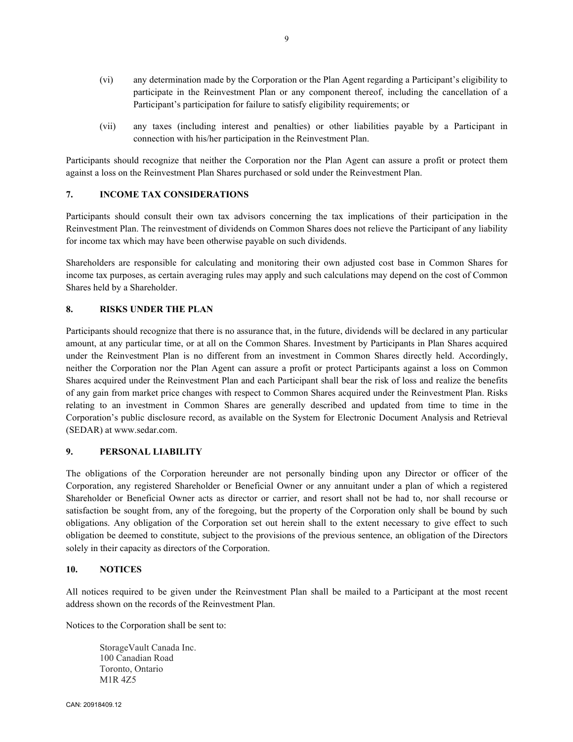(vi) any determination made by the Corporation or the Plan Agent regarding a Participant's eligibility to participate in the Reinvestment Plan or any component thereof, including the cancellation of a Participant's participation for failure to satisfy eligibility requirements; or

(vii) any taxes (including interest and penalties) or other liabilities payable by a Participant in connection with his/her participation in the Reinvestment Plan.

Participants should recognize that neither the Corporation nor the Plan Agent can assure a profit or protect them against a loss on the Reinvestment Plan Shares purchased or sold under the Reinvestment Plan.

## 7. INCOME TAX CONSIDERATIONS

Participants should consult their own tax advisors concerning the tax implications of their participation in the Reinvestment Plan. The reinvestment of dividends on Common Shares does not relieve the Participant of any liability for income tax which may have been otherwise payable on such dividends.

Shareholders are responsible for calculating and monitoring their own adjusted cost base in Common Shares for income tax purposes, as certain averaging rules may apply and such calculations may depend on the cost of Common Shares held by a Shareholder.

## 8. RISKS UNDER THE PLAN

Participants should recognize that there is no assurance that, in the future, dividends will be declared in any particular amount, at any particular time, or at all on the Common Shares. Investment by Participants in Plan Shares acquired under the Reinvestment Plan is no different from an investment in Common Shares directly held. Accordingly, neither the Corporation nor the Plan Agent can assure a profit or protect Participants against a loss on Common Shares acquired under the Reinvestment Plan and each Participant shall bear the risk of loss and realize the benefits of any gain from market price changes with respect to Common Shares acquired under the Reinvestment Plan. Risks relating to an investment in Common Shares are generally described and updated from time to time in the Corporation's public disclosure record, as available on the System for Electronic Document Analysis and Retrieval (SEDAR) at www.sedar.com.

## 9. PERSONAL LIABILITY

The obligations of the Corporation hereunder are not personally binding upon any Director or officer of the Corporation, any registered Shareholder or Beneficial Owner or any annuitant under a plan of which a registered Shareholder or Beneficial Owner acts as director or carrier, and resort shall not be had to, nor shall recourse or satisfaction be sought from, any of the foregoing, but the property of the Corporation only shall be bound by such obligations. Any obligation of the Corporation set out herein shall to the extent necessary to give effect to such obligation be deemed to constitute, subject to the provisions of the previous sentence, an obligation of the Directors solely in their capacity as directors of the Corporation.

## 10. NOTICES

All notices required to be given under the Reinvestment Plan shall be mailed to a Participant at the most recent address shown on the records of the Reinvestment Plan.

Notices to the Corporation shall be sent to:

StorageVault Canada Inc.
100 Canadian Road
Toronto, Ontario
M1R 4Z5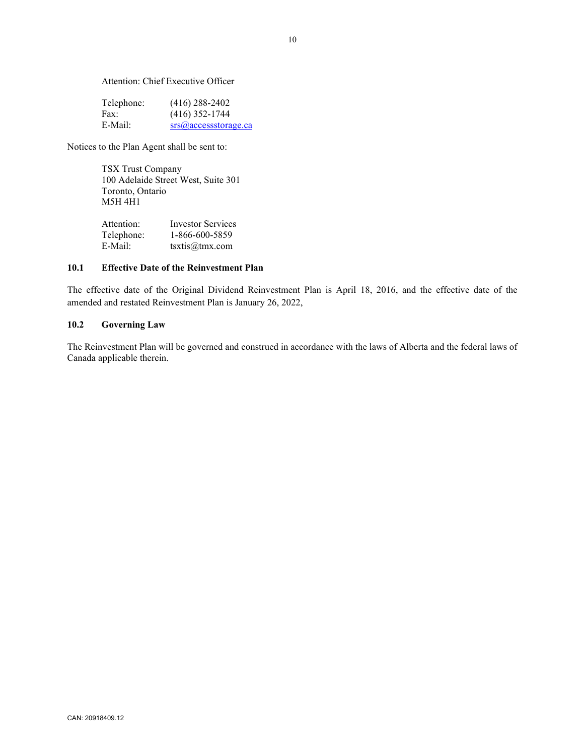Attention: Chief Executive Officer

Telephone: (416) 288-2402
Fax: (416) 352-1744
E-Mail: srs@accessstorage.ca

Notices to the Plan Agent shall be sent to:

TSX Trust Company
100 Adelaide Street West, Suite 301
Toronto, Ontario
M5H 4H1

Attention: Investor Services
Telephone: 1-866-600-5859
E-Mail: tsxtis@tmx.com

### 10.1 Effective Date of the Reinvestment Plan

The effective date of the Original Dividend Reinvestment Plan is April 18, 2016, and the effective date of the amended and restated Reinvestment Plan is January 26, 2022,

### 10.2 Governing Law

The Reinvestment Plan will be governed and construed in accordance with the laws of Alberta and the federal laws of Canada applicable therein.

CAN: 20918409.12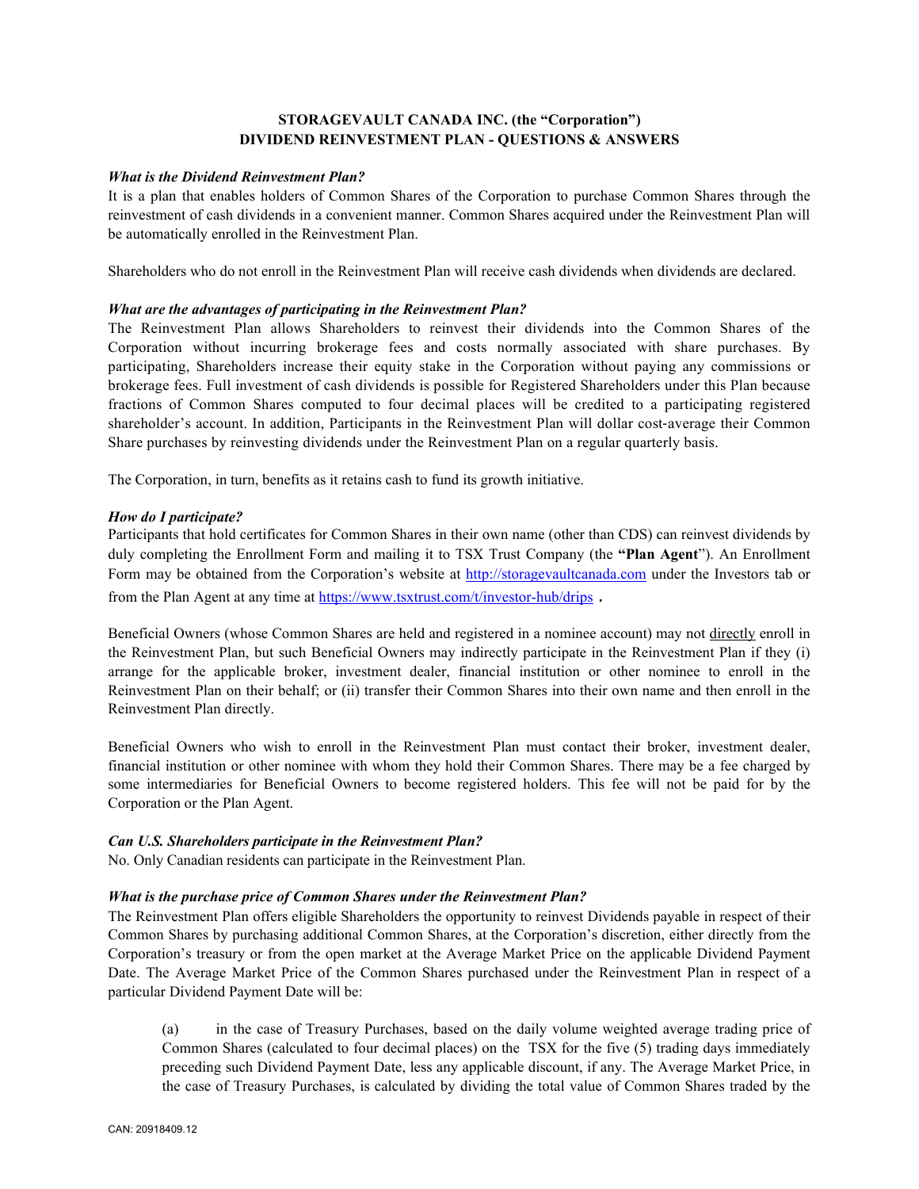## STORAGEVAULT CANADA INC. (the "Corporation")
## DIVIDEND REINVESTMENT PLAN - QUESTIONS & ANSWERS

***What is the Dividend Reinvestment Plan?***

It is a plan that enables holders of Common Shares of the Corporation to purchase Common Shares through the reinvestment of cash dividends in a convenient manner. Common Shares acquired under the Reinvestment Plan will be automatically enrolled in the Reinvestment Plan.

Shareholders who do not enroll in the Reinvestment Plan will receive cash dividends when dividends are declared.

***What are the advantages of participating in the Reinvestment Plan?***

The Reinvestment Plan allows Shareholders to reinvest their dividends into the Common Shares of the Corporation without incurring brokerage fees and costs normally associated with share purchases. By participating, Shareholders increase their equity stake in the Corporation without paying any commissions or brokerage fees. Full investment of cash dividends is possible for Registered Shareholders under this Plan because fractions of Common Shares computed to four decimal places will be credited to a participating registered shareholder's account. In addition, Participants in the Reinvestment Plan will dollar cost-average their Common Share purchases by reinvesting dividends under the Reinvestment Plan on a regular quarterly basis.

The Corporation, in turn, benefits as it retains cash to fund its growth initiative.

***How do I participate?***

Participants that hold certificates for Common Shares in their own name (other than CDS) can reinvest dividends by duly completing the Enrollment Form and mailing it to TSX Trust Company (the "**Plan Agent**"). An Enrollment Form may be obtained from the Corporation's website at http://storagevaultcanada.com under the Investors tab or from the Plan Agent at any time at https://www.tsxtrust.com/t/investor-hub/drips **.**

Beneficial Owners (whose Common Shares are held and registered in a nominee account) may not directly enroll in the Reinvestment Plan, but such Beneficial Owners may indirectly participate in the Reinvestment Plan if they (i) arrange for the applicable broker, investment dealer, financial institution or other nominee to enroll in the Reinvestment Plan on their behalf; or (ii) transfer their Common Shares into their own name and then enroll in the Reinvestment Plan directly.

Beneficial Owners who wish to enroll in the Reinvestment Plan must contact their broker, investment dealer, financial institution or other nominee with whom they hold their Common Shares. There may be a fee charged by some intermediaries for Beneficial Owners to become registered holders. This fee will not be paid for by the Corporation or the Plan Agent.

***Can U.S. Shareholders participate in the Reinvestment Plan?***

No. Only Canadian residents can participate in the Reinvestment Plan.

***What is the purchase price of Common Shares under the Reinvestment Plan?***

The Reinvestment Plan offers eligible Shareholders the opportunity to reinvest Dividends payable in respect of their Common Shares by purchasing additional Common Shares, at the Corporation's discretion, either directly from the Corporation's treasury or from the open market at the Average Market Price on the applicable Dividend Payment Date. The Average Market Price of the Common Shares purchased under the Reinvestment Plan in respect of a particular Dividend Payment Date will be:

(a) in the case of Treasury Purchases, based on the daily volume weighted average trading price of Common Shares (calculated to four decimal places) on the TSX for the five (5) trading days immediately preceding such Dividend Payment Date, less any applicable discount, if any. The Average Market Price, in the case of Treasury Purchases, is calculated by dividing the total value of Common Shares traded by the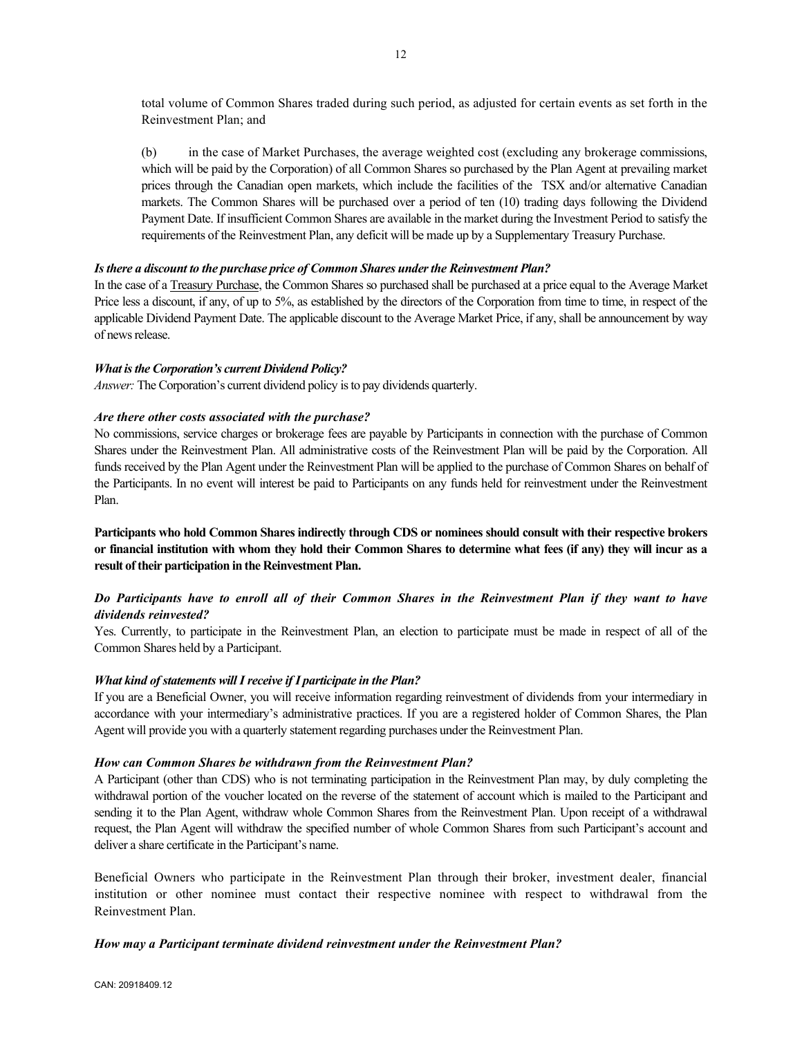total volume of Common Shares traded during such period, as adjusted for certain events as set forth in the Reinvestment Plan; and

(b) in the case of Market Purchases, the average weighted cost (excluding any brokerage commissions, which will be paid by the Corporation) of all Common Shares so purchased by the Plan Agent at prevailing market prices through the Canadian open markets, which include the facilities of the TSX and/or alternative Canadian markets. The Common Shares will be purchased over a period of ten (10) trading days following the Dividend Payment Date. If insufficient Common Shares are available in the market during the Investment Period to satisfy the requirements of the Reinvestment Plan, any deficit will be made up by a Supplementary Treasury Purchase.

***Is there a discount to the purchase price of Common Shares under the Reinvestment Plan?***

In the case of a Treasury Purchase, the Common Shares so purchased shall be purchased at a price equal to the Average Market Price less a discount, if any, of up to 5%, as established by the directors of the Corporation from time to time, in respect of the applicable Dividend Payment Date. The applicable discount to the Average Market Price, if any, shall be announcement by way of news release.

***What is the Corporation's current Dividend Policy?***

*Answer:* The Corporation's current dividend policy is to pay dividends quarterly.

***Are there other costs associated with the purchase?***

No commissions, service charges or brokerage fees are payable by Participants in connection with the purchase of Common Shares under the Reinvestment Plan. All administrative costs of the Reinvestment Plan will be paid by the Corporation. All funds received by the Plan Agent under the Reinvestment Plan will be applied to the purchase of Common Shares on behalf of the Participants. In no event will interest be paid to Participants on any funds held for reinvestment under the Reinvestment Plan.

**Participants who hold Common Shares indirectly through CDS or nominees should consult with their respective brokers or financial institution with whom they hold their Common Shares to determine what fees (if any) they will incur as a result of their participation in the Reinvestment Plan.**

***Do Participants have to enroll all of their Common Shares in the Reinvestment Plan if they want to have dividends reinvested?***

Yes. Currently, to participate in the Reinvestment Plan, an election to participate must be made in respect of all of the Common Shares held by a Participant.

***What kind of statements will I receive if I participate in the Plan?***

If you are a Beneficial Owner, you will receive information regarding reinvestment of dividends from your intermediary in accordance with your intermediary's administrative practices. If you are a registered holder of Common Shares, the Plan Agent will provide you with a quarterly statement regarding purchases under the Reinvestment Plan.

***How can Common Shares be withdrawn from the Reinvestment Plan?***

A Participant (other than CDS) who is not terminating participation in the Reinvestment Plan may, by duly completing the withdrawal portion of the voucher located on the reverse of the statement of account which is mailed to the Participant and sending it to the Plan Agent, withdraw whole Common Shares from the Reinvestment Plan. Upon receipt of a withdrawal request, the Plan Agent will withdraw the specified number of whole Common Shares from such Participant's account and deliver a share certificate in the Participant's name.

Beneficial Owners who participate in the Reinvestment Plan through their broker, investment dealer, financial institution or other nominee must contact their respective nominee with respect to withdrawal from the Reinvestment Plan.

***How may a Participant terminate dividend reinvestment under the Reinvestment Plan?***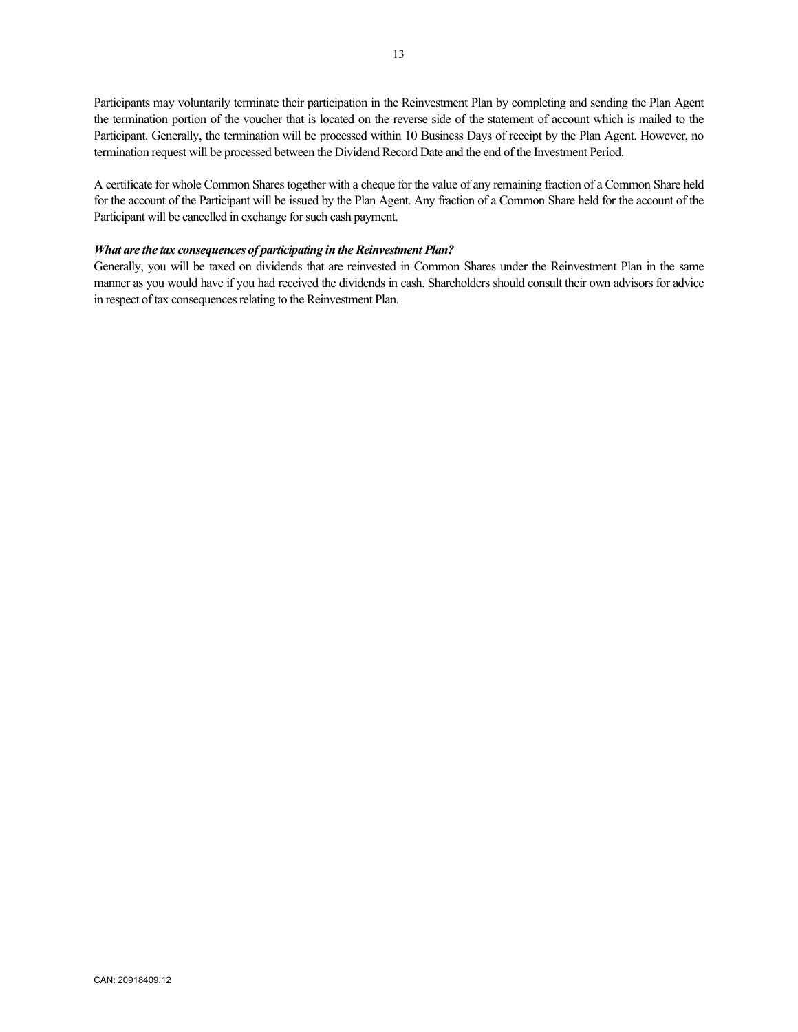Participants may voluntarily terminate their participation in the Reinvestment Plan by completing and sending the Plan Agent the termination portion of the voucher that is located on the reverse side of the statement of account which is mailed to the Participant. Generally, the termination will be processed within 10 Business Days of receipt by the Plan Agent. However, no termination request will be processed between the Dividend Record Date and the end of the Investment Period.

A certificate for whole Common Shares together with a cheque for the value of any remaining fraction of a Common Share held for the account of the Participant will be issued by the Plan Agent. Any fraction of a Common Share held for the account of the Participant will be cancelled in exchange for such cash payment.

***What are the tax consequences of participating in the Reinvestment Plan?***

Generally, you will be taxed on dividends that are reinvested in Common Shares under the Reinvestment Plan in the same manner as you would have if you had received the dividends in cash. Shareholders should consult their own advisors for advice in respect of tax consequences relating to the Reinvestment Plan.